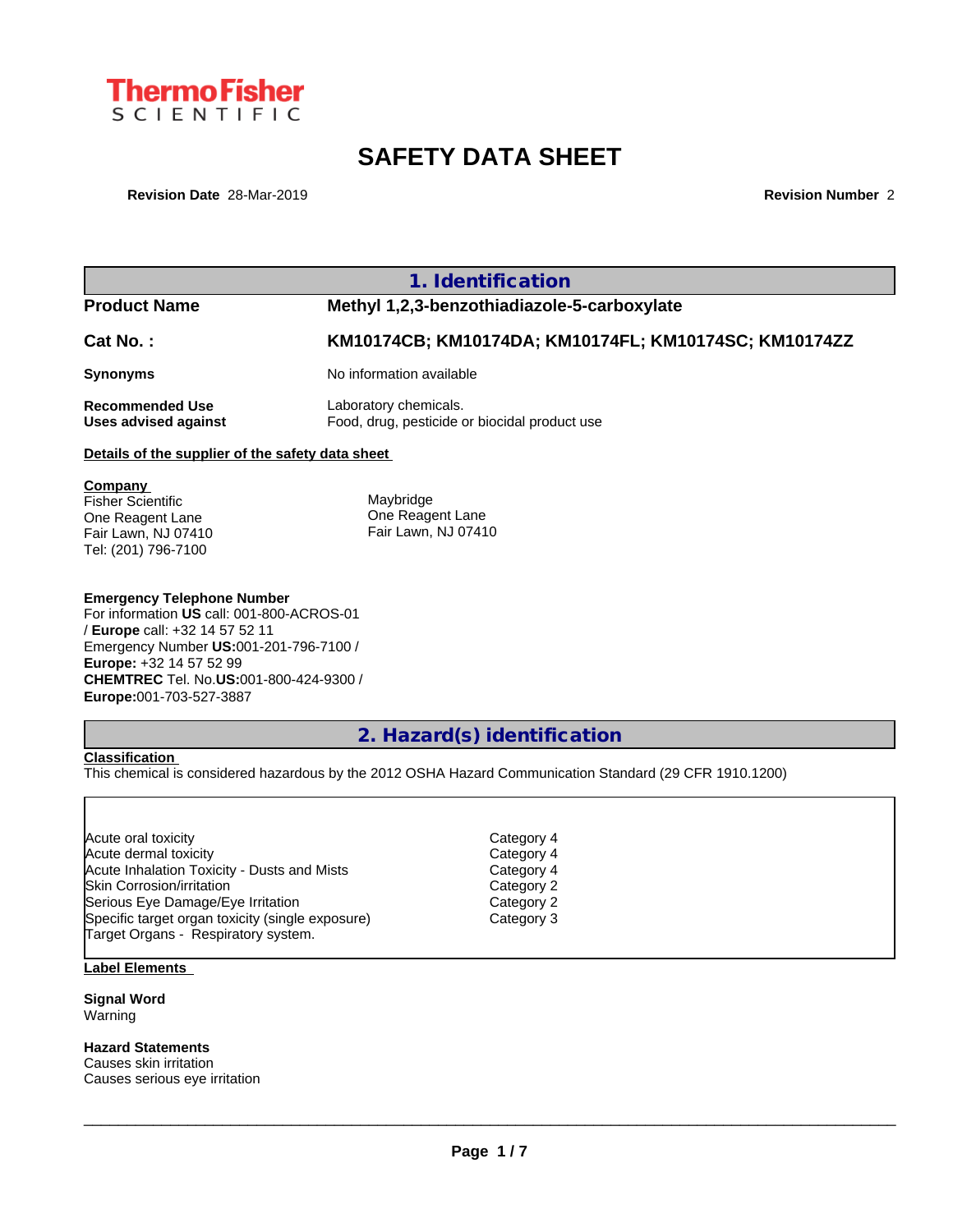ThermoFisher SCIENTIFIC

# SAFETY DATA SHEET

**Revision Date** 28-Mar-2019 **Revision Number** 2

## 1. Identification

**Product Name** Methyl 1,2,3-benzothiadiazole-5-carboxylate

**Cat No. :** KM10174CB; KM10174DA; KM10174FL; KM10174SC; KM10174ZZ

**Synonyms** No information available

**Recommended Use** Laboratory chemicals.
**Uses advised against** Food, drug, pesticide or biocidal product use

**Details of the supplier of the safety data sheet**

**Company**
Fisher Scientific
One Reagent Lane
Fair Lawn, NJ 07410
Tel: (201) 796-7100

Maybridge
One Reagent Lane
Fair Lawn, NJ 07410

**Emergency Telephone Number**
For information **US** call: 001-800-ACROS-01 / **Europe** call: +32 14 57 52 11
Emergency Number **US:**001-201-796-7100 / **Europe:** +32 14 57 52 99
**CHEMTREC** Tel. No.**US:**001-800-424-9300 / **Europe:**001-703-527-3887

## 2. Hazard(s) identification

**Classification**
This chemical is considered hazardous by the 2012 OSHA Hazard Communication Standard (29 CFR 1910.1200)

| | |
|---|---|
| Acute oral toxicity | Category 4 |
| Acute dermal toxicity | Category 4 |
| Acute Inhalation Toxicity - Dusts and Mists | Category 4 |
| Skin Corrosion/irritation | Category 2 |
| Serious Eye Damage/Eye Irritation | Category 2 |
| Specific target organ toxicity (single exposure) | Category 3 |
| Target Organs - Respiratory system. | |

**Label Elements**

**Signal Word**
Warning

**Hazard Statements**
Causes skin irritation
Causes serious eye irritation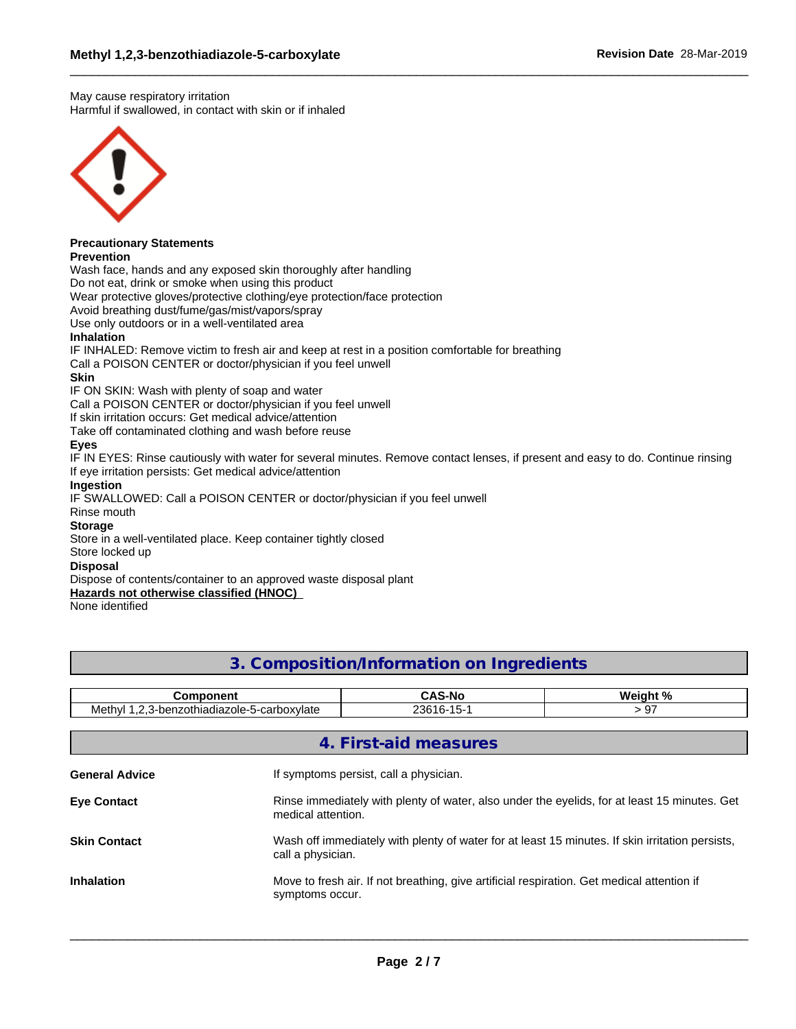May cause respiratory irritation
Harmful if swallowed, in contact with skin or if inhaled

**Precautionary Statements**
**Prevention**
Wash face, hands and any exposed skin thoroughly after handling
Do not eat, drink or smoke when using this product
Wear protective gloves/protective clothing/eye protection/face protection
Avoid breathing dust/fume/gas/mist/vapors/spray
Use only outdoors or in a well-ventilated area
**Inhalation**
IF INHALED: Remove victim to fresh air and keep at rest in a position comfortable for breathing
Call a POISON CENTER or doctor/physician if you feel unwell
**Skin**
IF ON SKIN: Wash with plenty of soap and water
Call a POISON CENTER or doctor/physician if you feel unwell
If skin irritation occurs: Get medical advice/attention
Take off contaminated clothing and wash before reuse
**Eyes**
IF IN EYES: Rinse cautiously with water for several minutes. Remove contact lenses, if present and easy to do. Continue rinsing
If eye irritation persists: Get medical advice/attention
**Ingestion**
IF SWALLOWED: Call a POISON CENTER or doctor/physician if you feel unwell
Rinse mouth
**Storage**
Store in a well-ventilated place. Keep container tightly closed
Store locked up
**Disposal**
Dispose of contents/container to an approved waste disposal plant
**Hazards not otherwise classified (HNOC)**
None identified

## 3. Composition/Information on Ingredients

| Component | CAS-No | Weight % |
|---|---|---|
| Methyl 1,2,3-benzothiadiazole-5-carboxylate | 23616-15-1 | > 97 |

## 4. First-aid measures

**General Advice** If symptoms persist, call a physician.

**Eye Contact** Rinse immediately with plenty of water, also under the eyelids, for at least 15 minutes. Get medical attention.

**Skin Contact** Wash off immediately with plenty of water for at least 15 minutes. If skin irritation persists, call a physician.

**Inhalation** Move to fresh air. If not breathing, give artificial respiration. Get medical attention if symptoms occur.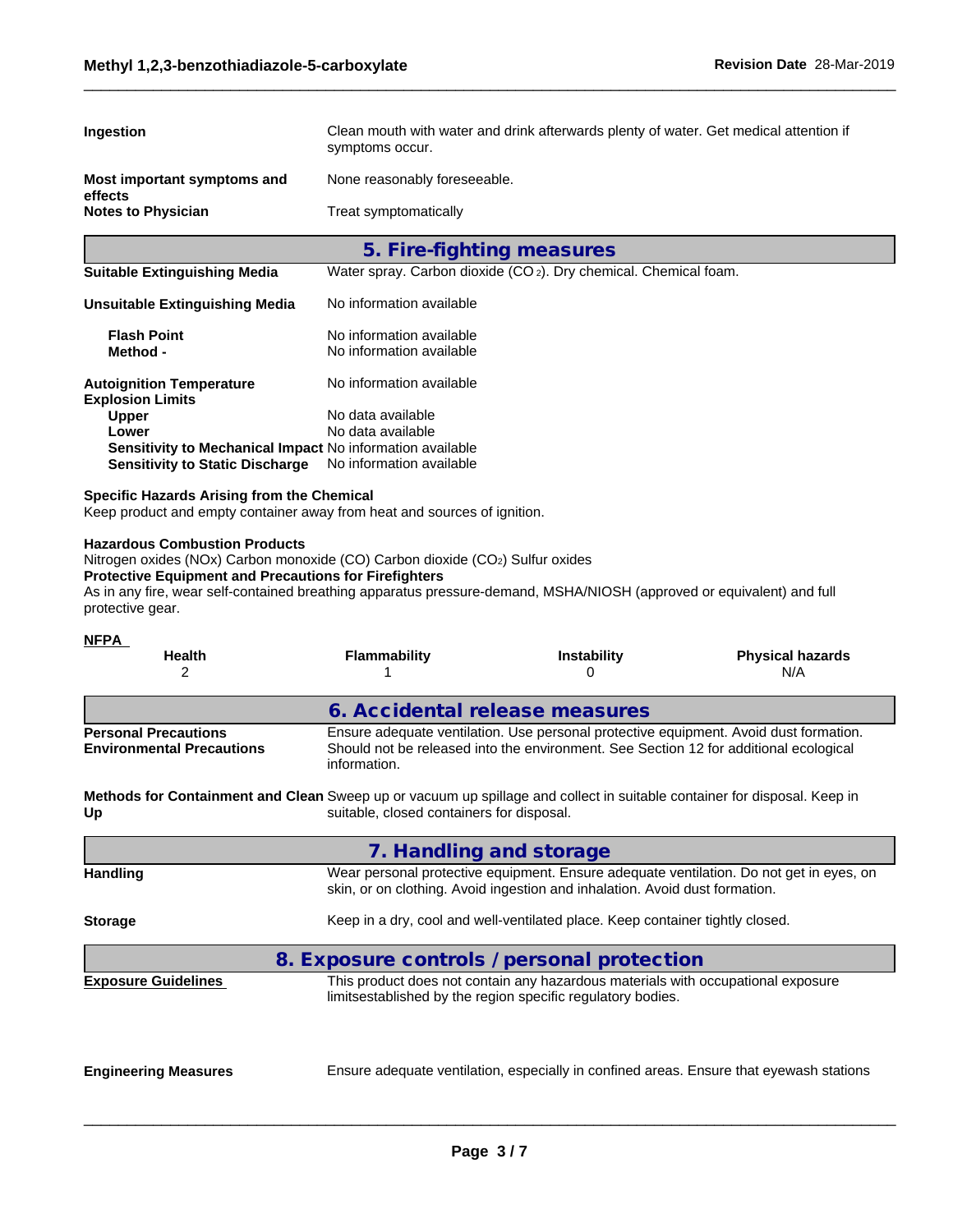**Ingestion** — Clean mouth with water and drink afterwards plenty of water. Get medical attention if symptoms occur.

**Most important symptoms and effects** — None reasonably foreseeable.

**Notes to Physician** — Treat symptomatically

## 5. Fire-fighting measures

**Suitable Extinguishing Media** — Water spray. Carbon dioxide ($CO_2$). Dry chemical. Chemical foam.

**Unsuitable Extinguishing Media** — No information available

**Flash Point** — No information available
**Method -** — No information available

**Autoignition Temperature** — No information available

**Explosion Limits**
**Upper** — No data available
**Lower** — No data available
**Sensitivity to Mechanical Impact** — No information available
**Sensitivity to Static Discharge** — No information available

**Specific Hazards Arising from the Chemical**
Keep product and empty container away from heat and sources of ignition.

**Hazardous Combustion Products**
Nitrogen oxides (NOx) Carbon monoxide (CO) Carbon dioxide ($CO_2$) Sulfur oxides

**Protective Equipment and Precautions for Firefighters**
As in any fire, wear self-contained breathing apparatus pressure-demand, MSHA/NIOSH (approved or equivalent) and full protective gear.

**NFPA**

| Health | Flammability | Instability | Physical hazards |
|---|---|---|---|
| 2 | 1 | 0 | N/A |

## 6. Accidental release measures

**Personal Precautions** — Ensure adequate ventilation. Use personal protective equipment. Avoid dust formation.

**Environmental Precautions** — Should not be released into the environment. See Section 12 for additional ecological information.

**Methods for Containment and Clean Up** — Sweep up or vacuum up spillage and collect in suitable container for disposal. Keep in suitable, closed containers for disposal.

## 7. Handling and storage

**Handling** — Wear personal protective equipment. Ensure adequate ventilation. Do not get in eyes, on skin, or on clothing. Avoid ingestion and inhalation. Avoid dust formation.

**Storage** — Keep in a dry, cool and well-ventilated place. Keep container tightly closed.

## 8. Exposure controls / personal protection

**Exposure Guidelines** — This product does not contain any hazardous materials with occupational exposure limitsestablished by the region specific regulatory bodies.

**Engineering Measures** — Ensure adequate ventilation, especially in confined areas. Ensure that eyewash stations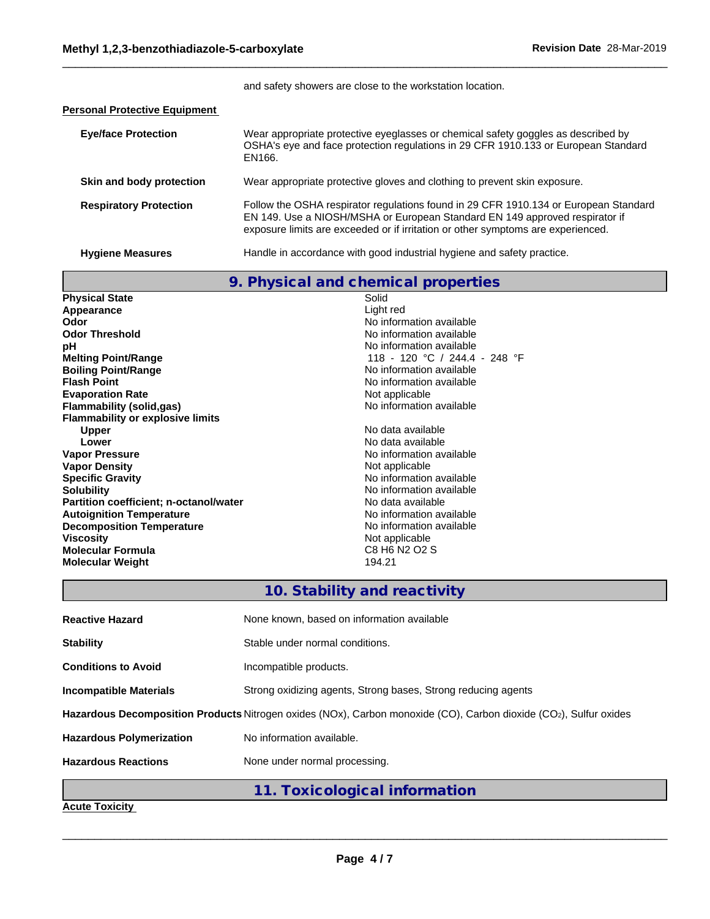and safety showers are close to the workstation location.

**Personal Protective Equipment**

| | |
|---|---|
| **Eye/face Protection** | Wear appropriate protective eyeglasses or chemical safety goggles as described by OSHA's eye and face protection regulations in 29 CFR 1910.133 or European Standard EN166. |
| **Skin and body protection** | Wear appropriate protective gloves and clothing to prevent skin exposure. |
| **Respiratory Protection** | Follow the OSHA respirator regulations found in 29 CFR 1910.134 or European Standard EN 149. Use a NIOSH/MSHA or European Standard EN 149 approved respirator if exposure limits are exceeded or if irritation or other symptoms are experienced. |
| **Hygiene Measures** | Handle in accordance with good industrial hygiene and safety practice. |

## 9. Physical and chemical properties

| | |
|---|---|
| **Physical State** | Solid |
| **Appearance** | Light red |
| **Odor** | No information available |
| **Odor Threshold** | No information available |
| **pH** | No information available |
| **Melting Point/Range** | 118 - 120 °C / 244.4 - 248 °F |
| **Boiling Point/Range** | No information available |
| **Flash Point** | No information available |
| **Evaporation Rate** | Not applicable |
| **Flammability (solid,gas)** | No information available |
| **Flammability or explosive limits** | |
| **Upper** | No data available |
| **Lower** | No data available |
| **Vapor Pressure** | No information available |
| **Vapor Density** | Not applicable |
| **Specific Gravity** | No information available |
| **Solubility** | No information available |
| **Partition coefficient; n-octanol/water** | No data available |
| **Autoignition Temperature** | No information available |
| **Decomposition Temperature** | No information available |
| **Viscosity** | Not applicable |
| **Molecular Formula** | C8 H6 N2 O2 S |
| **Molecular Weight** | 194.21 |

## 10. Stability and reactivity

| | |
|---|---|
| **Reactive Hazard** | None known, based on information available |
| **Stability** | Stable under normal conditions. |
| **Conditions to Avoid** | Incompatible products. |
| **Incompatible Materials** | Strong oxidizing agents, Strong bases, Strong reducing agents |
| **Hazardous Decomposition Products** | Nitrogen oxides (NOx), Carbon monoxide (CO), Carbon dioxide ($CO_2$), Sulfur oxides |
| **Hazardous Polymerization** | No information available. |
| **Hazardous Reactions** | None under normal processing. |

## 11. Toxicological information

**Acute Toxicity**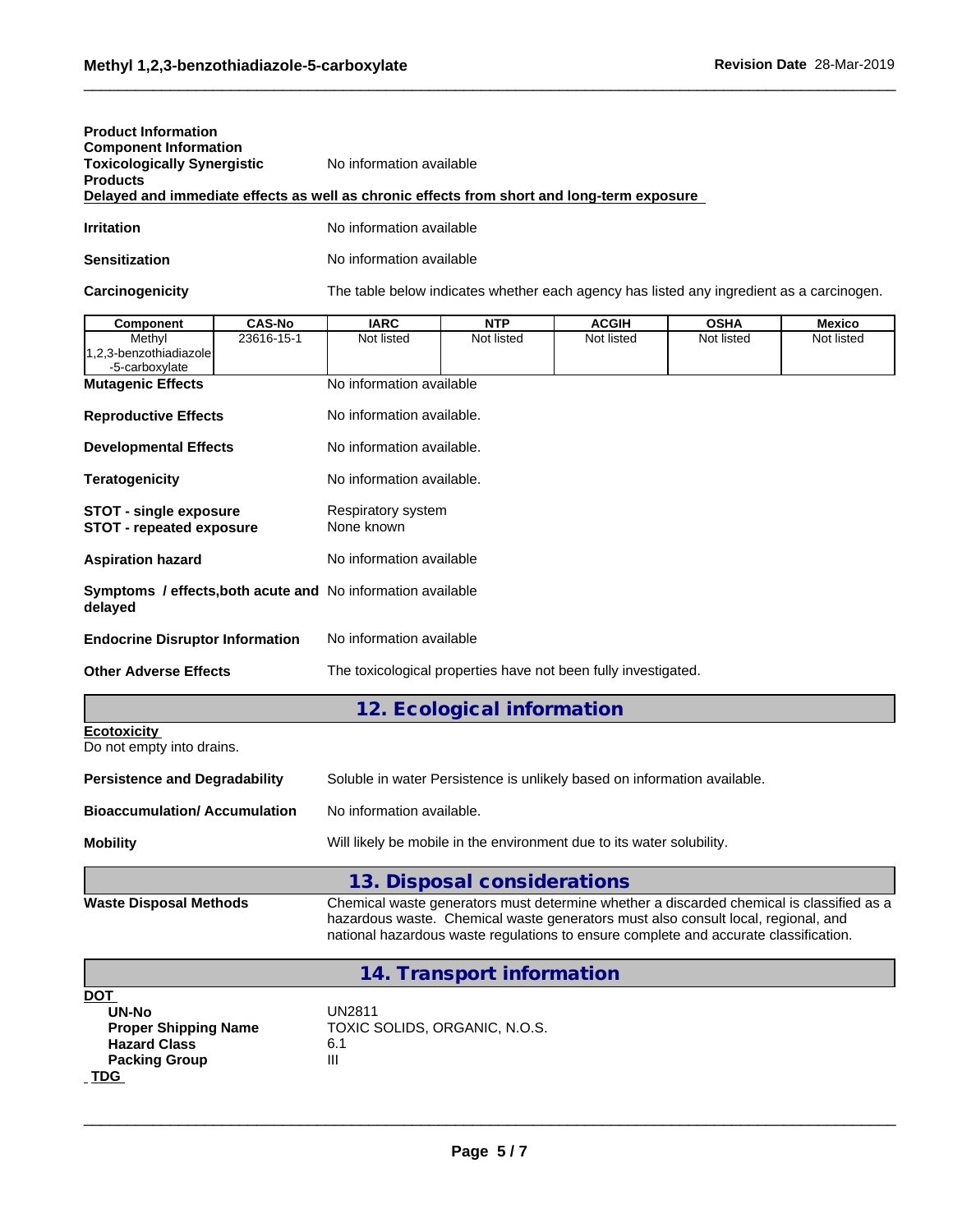**Product Information**
**Component Information**

**Toxicologically Synergistic Products** No information available

**Delayed and immediate effects as well as chronic effects from short and long-term exposure**

**Irritation** No information available

**Sensitization** No information available

**Carcinogenicity** The table below indicates whether each agency has listed any ingredient as a carcinogen.

| Component | CAS-No | IARC | NTP | ACGIH | OSHA | Mexico |
|---|---|---|---|---|---|---|
| Methyl 1,2,3-benzothiadiazole -5-carboxylate | 23616-15-1 | Not listed | Not listed | Not listed | Not listed | Not listed |

**Mutagenic Effects** No information available

**Reproductive Effects** No information available.

**Developmental Effects** No information available.

**Teratogenicity** No information available.

**STOT - single exposure** Respiratory system
**STOT - repeated exposure** None known

**Aspiration hazard** No information available

**Symptoms / effects,both acute and delayed** No information available

**Endocrine Disruptor Information** No information available

**Other Adverse Effects** The toxicological properties have not been fully investigated.

## 12. Ecological information

**Ecotoxicity**
Do not empty into drains.

**Persistence and Degradability** Soluble in water Persistence is unlikely based on information available.

**Bioaccumulation/ Accumulation** No information available.

**Mobility** Will likely be mobile in the environment due to its water solubility.

## 13. Disposal considerations

**Waste Disposal Methods** Chemical waste generators must determine whether a discarded chemical is classified as a hazardous waste. Chemical waste generators must also consult local, regional, and national hazardous waste regulations to ensure complete and accurate classification.

## 14. Transport information

**DOT**

**UN-No** UN2811
**Proper Shipping Name** TOXIC SOLIDS, ORGANIC, N.O.S.
**Hazard Class** 6.1
**Packing Group** III

**TDG**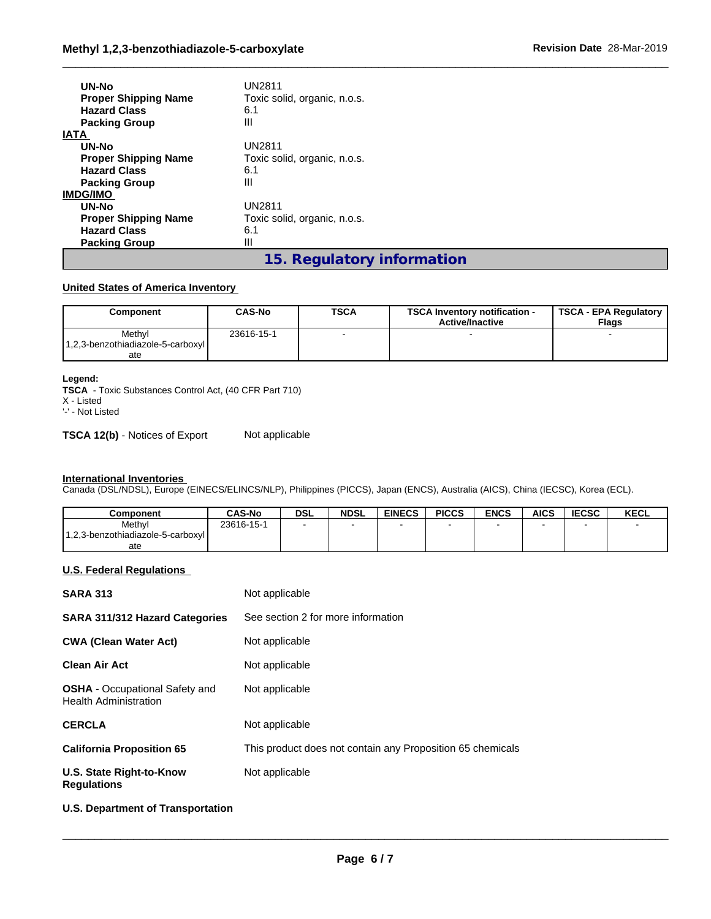| | |
|---|---|
| **UN-No** | UN2811 |
| **Proper Shipping Name** | Toxic solid, organic, n.o.s. |
| **Hazard Class** | 6.1 |
| **Packing Group** | III |

**IATA**

| | |
|---|---|
| **UN-No** | UN2811 |
| **Proper Shipping Name** | Toxic solid, organic, n.o.s. |
| **Hazard Class** | 6.1 |
| **Packing Group** | III |

**IMDG/IMO**

| | |
|---|---|
| **UN-No** | UN2811 |
| **Proper Shipping Name** | Toxic solid, organic, n.o.s. |
| **Hazard Class** | 6.1 |
| **Packing Group** | III |

## 15. Regulatory information

**United States of America Inventory**

| Component | CAS-No | TSCA | TSCA Inventory notification - Active/Inactive | TSCA - EPA Regulatory Flags |
|---|---|---|---|---|
| Methyl 1,2,3-benzothiadiazole-5-carboxylate | 23616-15-1 | - | - | - |

**Legend:**
**TSCA** - Toxic Substances Control Act, (40 CFR Part 710)
X - Listed
'-' - Not Listed

**TSCA 12(b)** - Notices of Export    Not applicable

**International Inventories**
Canada (DSL/NDSL), Europe (EINECS/ELINCS/NLP), Philippines (PICCS), Japan (ENCS), Australia (AICS), China (IECSC), Korea (ECL).

| Component | CAS-No | DSL | NDSL | EINECS | PICCS | ENCS | AICS | IECSC | KECL |
|---|---|---|---|---|---|---|---|---|---|
| Methyl 1,2,3-benzothiadiazole-5-carboxylate | 23616-15-1 | - | - | - | - | - | - | - | - |

**U.S. Federal Regulations**

| | |
|---|---|
| **SARA 313** | Not applicable |
| **SARA 311/312 Hazard Categories** | See section 2 for more information |
| **CWA (Clean Water Act)** | Not applicable |
| **Clean Air Act** | Not applicable |
| **OSHA** - Occupational Safety and Health Administration | Not applicable |
| **CERCLA** | Not applicable |
| **California Proposition 65** | This product does not contain any Proposition 65 chemicals |
| **U.S. State Right-to-Know Regulations** | Not applicable |

**U.S. Department of Transportation**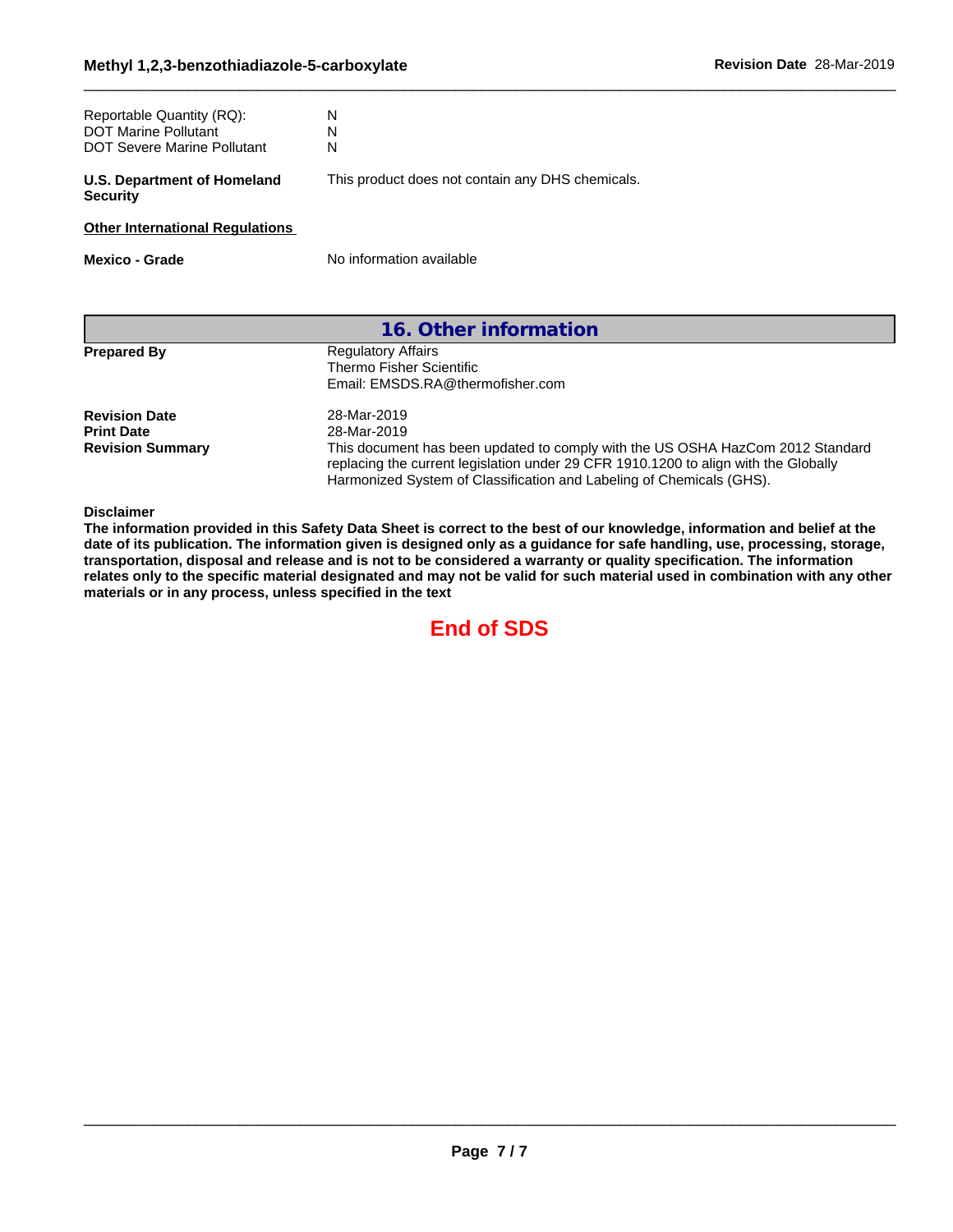| | |
|---|---|
| Reportable Quantity (RQ): | N |
| DOT Marine Pollutant | N |
| DOT Severe Marine Pollutant | N |

**U.S. Department of Homeland Security** — This product does not contain any DHS chemicals.

**Other International Regulations**

**Mexico - Grade** — No information available

## 16. Other information

**Prepared By**
Regulatory Affairs
Thermo Fisher Scientific
Email: EMSDS.RA@thermofisher.com

**Revision Date** 28-Mar-2019
**Print Date** 28-Mar-2019
**Revision Summary** This document has been updated to comply with the US OSHA HazCom 2012 Standard replacing the current legislation under 29 CFR 1910.1200 to align with the Globally Harmonized System of Classification and Labeling of Chemicals (GHS).

**Disclaimer**
**The information provided in this Safety Data Sheet is correct to the best of our knowledge, information and belief at the date of its publication. The information given is designed only as a guidance for safe handling, use, processing, storage, transportation, disposal and release and is not to be considered a warranty or quality specification. The information relates only to the specific material designated and may not be valid for such material used in combination with any other materials or in any process, unless specified in the text**

**End of SDS**